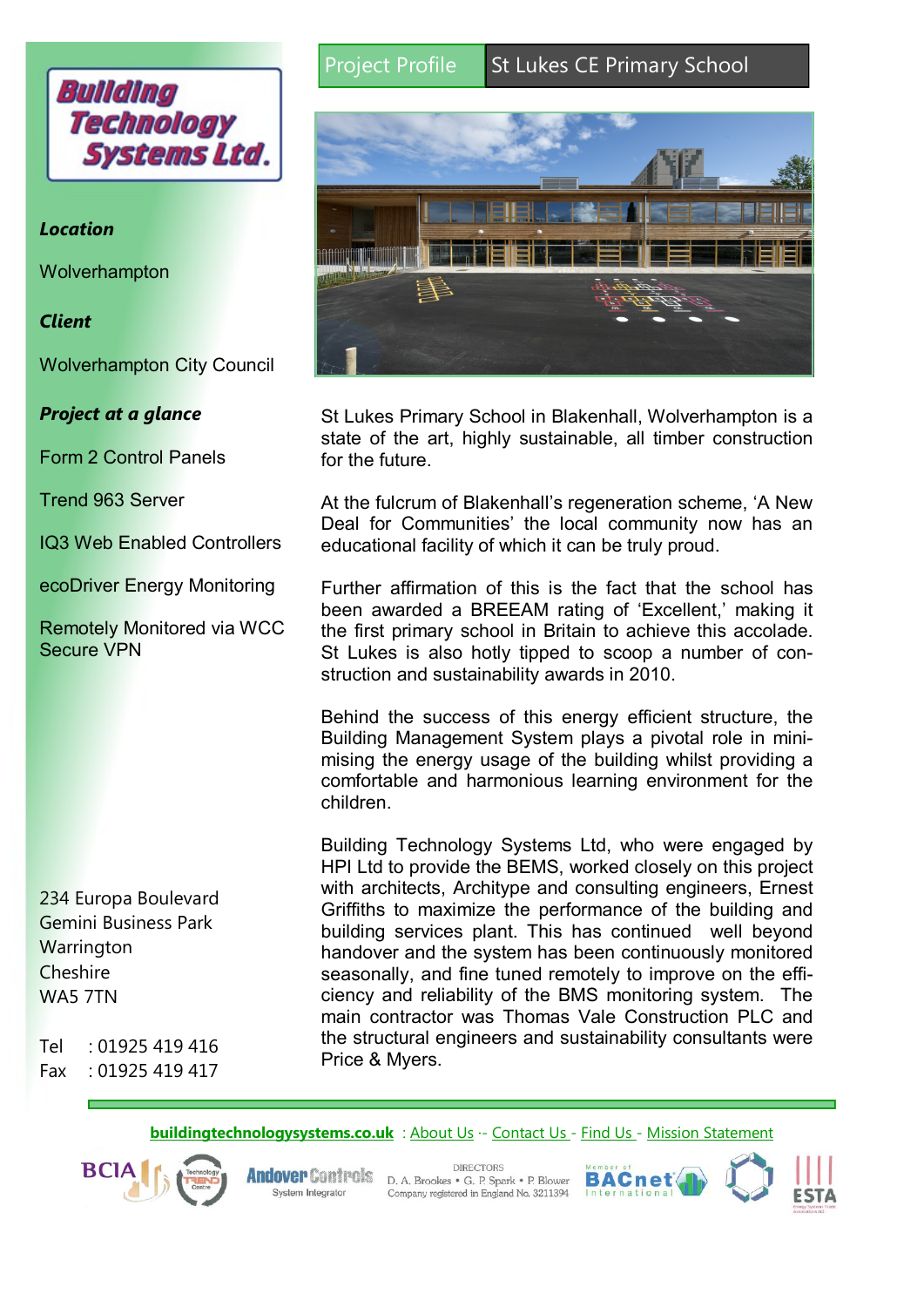# Project Profile — St Lukes CE Primary School

**Building Technology Systems Ltd.**

***Location***

Wolverhampton

***Client***

Wolverhampton City Council

***Project at a glance***

Form 2 Control Panels

Trend 963 Server

IQ3 Web Enabled Controllers

ecoDriver Energy Monitoring

Remotely Monitored via WCC Secure VPN

234 Europa Boulevard
Gemini Business Park
Warrington
Cheshire
WA5 7TN

Tel : 01925 419 416
Fax : 01925 419 417

St Lukes Primary School in Blakenhall, Wolverhampton is a state of the art, highly sustainable, all timber construction for the future.

At the fulcrum of Blakenhall's regeneration scheme, 'A New Deal for Communities' the local community now has an educational facility of which it can be truly proud.

Further affirmation of this is the fact that the school has been awarded a BREEAM rating of 'Excellent,' making it the first primary school in Britain to achieve this accolade. St Lukes is also hotly tipped to scoop a number of construction and sustainability awards in 2010.

Behind the success of this energy efficient structure, the Building Management System plays a pivotal role in minimising the energy usage of the building whilst providing a comfortable and harmonious learning environment for the children.

Building Technology Systems Ltd, who were engaged by HPI Ltd to provide the BEMS, worked closely on this project with architects, Archiltype and consulting engineers, Ernest Griffiths to maximize the performance of the building and building services plant. This has continued well beyond handover and the system has been continuously monitored seasonally, and fine tuned remotely to improve on the efficiency and reliability of the BMS monitoring system. The main contractor was Thomas Vale Construction PLC and the structural engineers and sustainability consultants were Price & Myers.

**buildingtechnologysystems.co.uk** : About Us -- Contact Us - Find Us - Mission Statement

DIRECTORS
D. A. Brookes • G. P. Spark • P. Blower
Company registered in England No. 3211394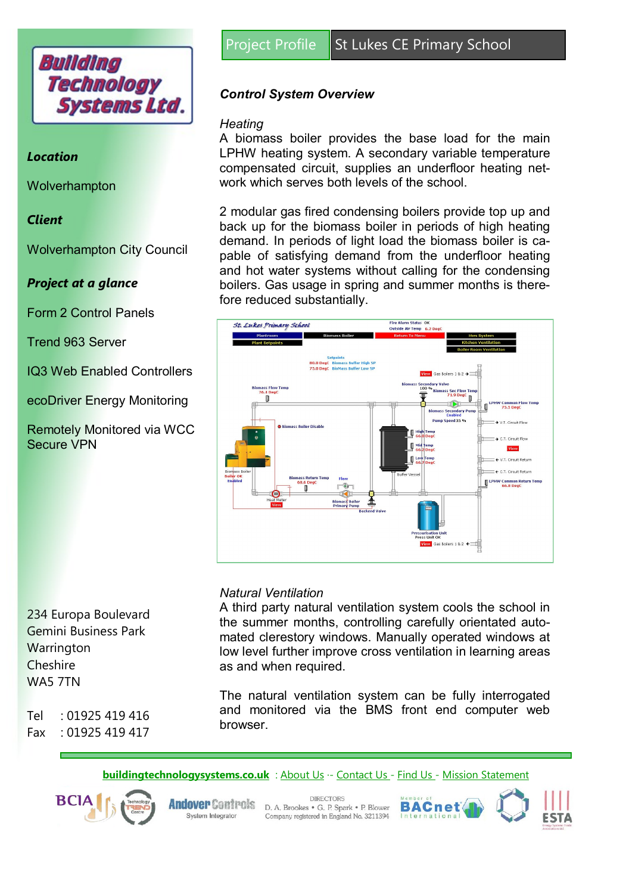# Project Profile | St Lukes CE Primary School

**Building Technology Systems Ltd.**

***Location***

Wolverhampton

***Client***

Wolverhampton City Council

***Project at a glance***

Form 2 Control Panels

Trend 963 Server

IQ3 Web Enabled Controllers

ecoDriver Energy Monitoring

Remotely Monitored via WCC Secure VPN

## *Control System Overview*

*Heating*

A biomass boiler provides the base load for the main LPHW heating system. A secondary variable temperature compensated circuit, supplies an underfloor heating network which serves both levels of the school.

2 modular gas fired condensing boilers provide top up and back up for the biomass boiler in periods of high heating demand. In periods of light load the biomass boiler is capable of satisfying demand from the underfloor heating and hot water systems without calling for the condensing boilers. Gas usage in spring and summer months is therefore reduced substantially.

*Natural Ventilation*

A third party natural ventilation system cools the school in the summer months, controlling carefully orientated automated clerestory windows. Manually operated windows at low level further improve cross ventilation in learning areas as and when required.

The natural ventilation system can be fully interrogated and monitored via the BMS front end computer web browser.

234 Europa Boulevard
Gemini Business Park
Warrington
Cheshire
WA5 7TN

Tel : 01925 419 416
Fax : 01925 419 417

**buildingtechnologysystems.co.uk** : About Us -- Contact Us - Find Us - Mission Statement

DIRECTORS
D. A. Brookes • G. P. Spark • P. Blower
Company registered in England No. 3211394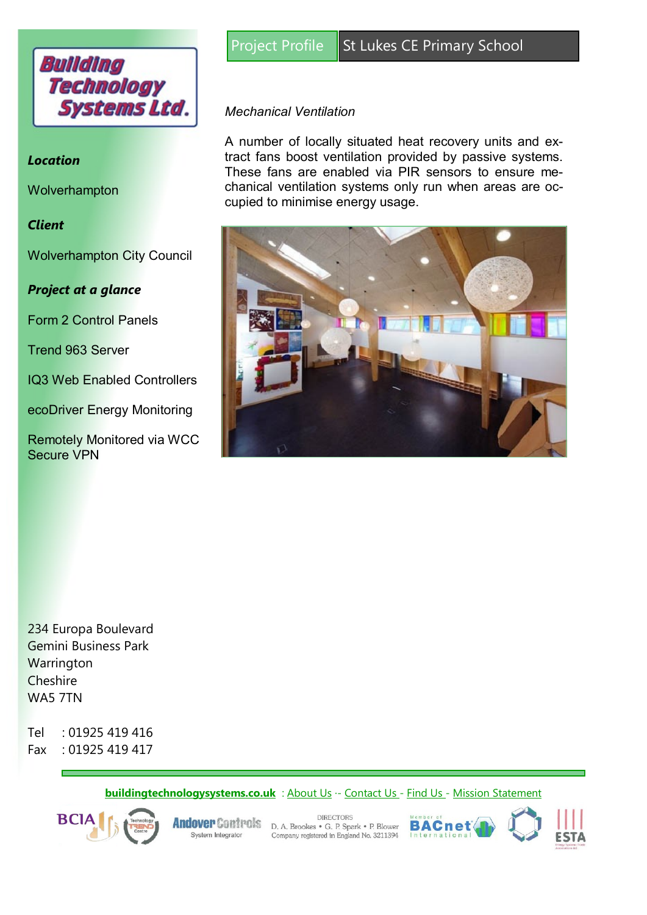Project Profile | St Lukes CE Primary School

**Building Technology Systems Ltd.**

***Location***

Wolverhampton

***Client***

Wolverhampton City Council

***Project at a glance***

Form 2 Control Panels

Trend 963 Server

IQ3 Web Enabled Controllers

ecoDriver Energy Monitoring

Remotely Monitored via WCC Secure VPN

*Mechanical Ventilation*

A number of locally situated heat recovery units and extract fans boost ventilation provided by passive systems. These fans are enabled via PIR sensors to ensure mechanical ventilation systems only run when areas are occupied to minimise energy usage.

234 Europa Boulevard
Gemini Business Park
Warrington
Cheshire
WA5 7TN

Tel : 01925 419 416
Fax : 01925 419 417

**buildingtechnologysystems.co.uk** : About Us -- Contact Us - Find Us - Mission Statement

DIRECTORS
D. A. Brookes • G. P. Spark • P. Blower
Company registered in England No. 3211394